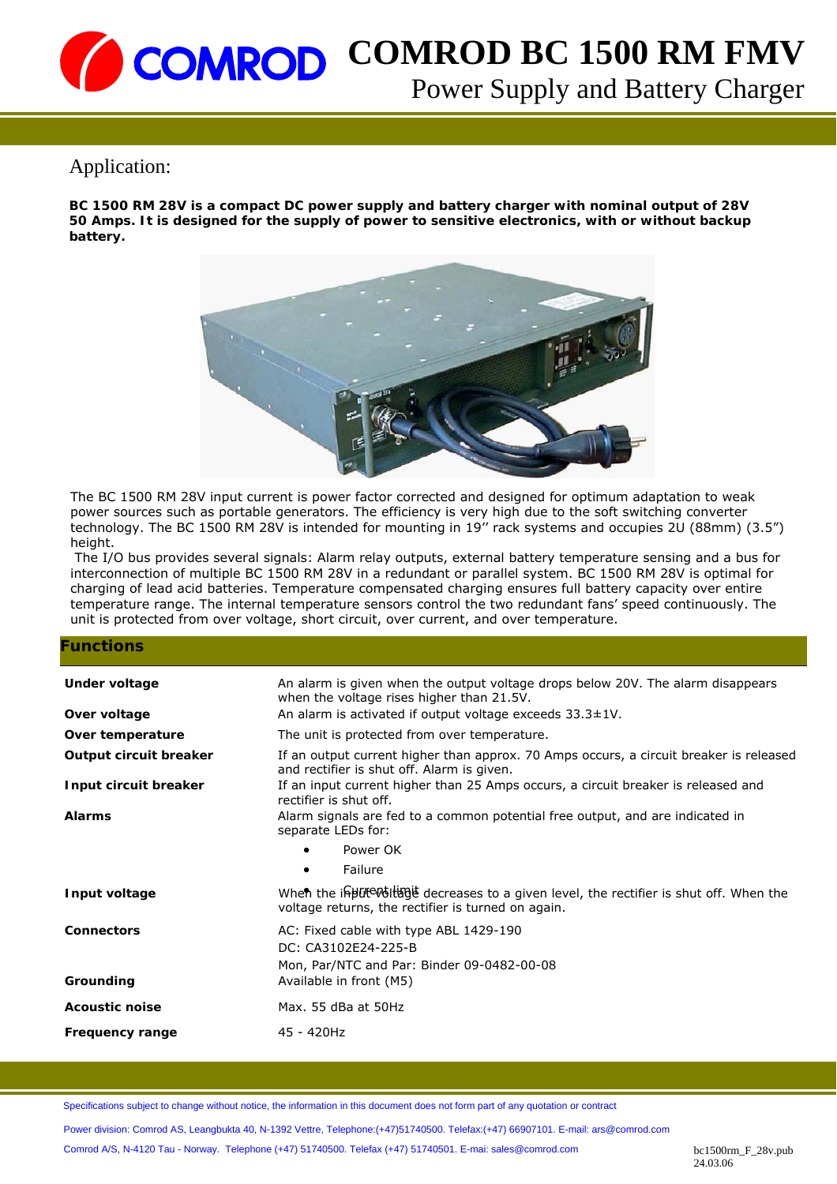# COMROD BC 1500 RM FMV

## Power Supply and Battery Charger

## Application:

**BC 1500 RM 28V is a compact DC power supply and battery charger with nominal output of 28V 50 Amps. It is designed for the supply of power to sensitive electronics, with or without backup battery.**

The BC 1500 RM 28V input current is power factor corrected and designed for optimum adaptation to weak power sources such as portable generators. The efficiency is very high due to the soft switching converter technology. The BC 1500 RM 28V is intended for mounting in 19'' rack systems and occupies 2U (88mm) (3.5") height.

The I/O bus provides several signals: Alarm relay outputs, external battery temperature sensing and a bus for interconnection of multiple BC 1500 RM 28V in a redundant or parallel system. BC 1500 RM 28V is optimal for charging of lead acid batteries. Temperature compensated charging ensures full battery capacity over entire temperature range. The internal temperature sensors control the two redundant fans' speed continuously. The unit is protected from over voltage, short circuit, over current, and over temperature.

## Functions

| | |
|---|---|
| **Under voltage** | An alarm is given when the output voltage drops below 20V. The alarm disappears when the voltage rises higher than 21.5V. |
| **Over voltage** | An alarm is activated if output voltage exceeds 33.3±1V. |
| **Over temperature** | The unit is protected from over temperature. |
| **Output circuit breaker** | If an output current higher than approx. 70 Amps occurs, a circuit breaker is released and rectifier is shut off. Alarm is given. |
| **Input circuit breaker** | If an input current higher than 25 Amps occurs, a circuit breaker is released and rectifier is shut off. |
| **Alarms** | Alarm signals are fed to a common potential free output, and are indicated in separate LEDs for:<br>• Power OK<br>• Failure<br>• Current limit |
| **Input voltage** | When the input voltage decreases to a given level, the rectifier is shut off. When the voltage returns, the rectifier is turned on again. |
| **Connectors** | AC: Fixed cable with type ABL 1429-190<br>DC: CA3102E24-225-B<br>Mon, Par/NTC and Par: Binder 09-0482-00-08 |
| **Grounding** | Available in front (M5) |
| **Acoustic noise** | Max. 55 dBa at 50Hz |
| **Frequency range** | 45 - 420Hz |

Specifications subject to change without notice, the information in this document does not form part of any quotation or contract

Power division: Comrod AS, Leangbukta 40, N-1392 Vettre, Telephone:(+47)51740500. Telefax:(+47) 66907101. E-mail: ars@comrod.com

Comrod A/S, N-4120 Tau - Norway. Telephone (+47) 51740500. Telefax (+47) 51740501. E-mail: sales@comrod.com

bc1500rm_F_28v.pub
24.03.06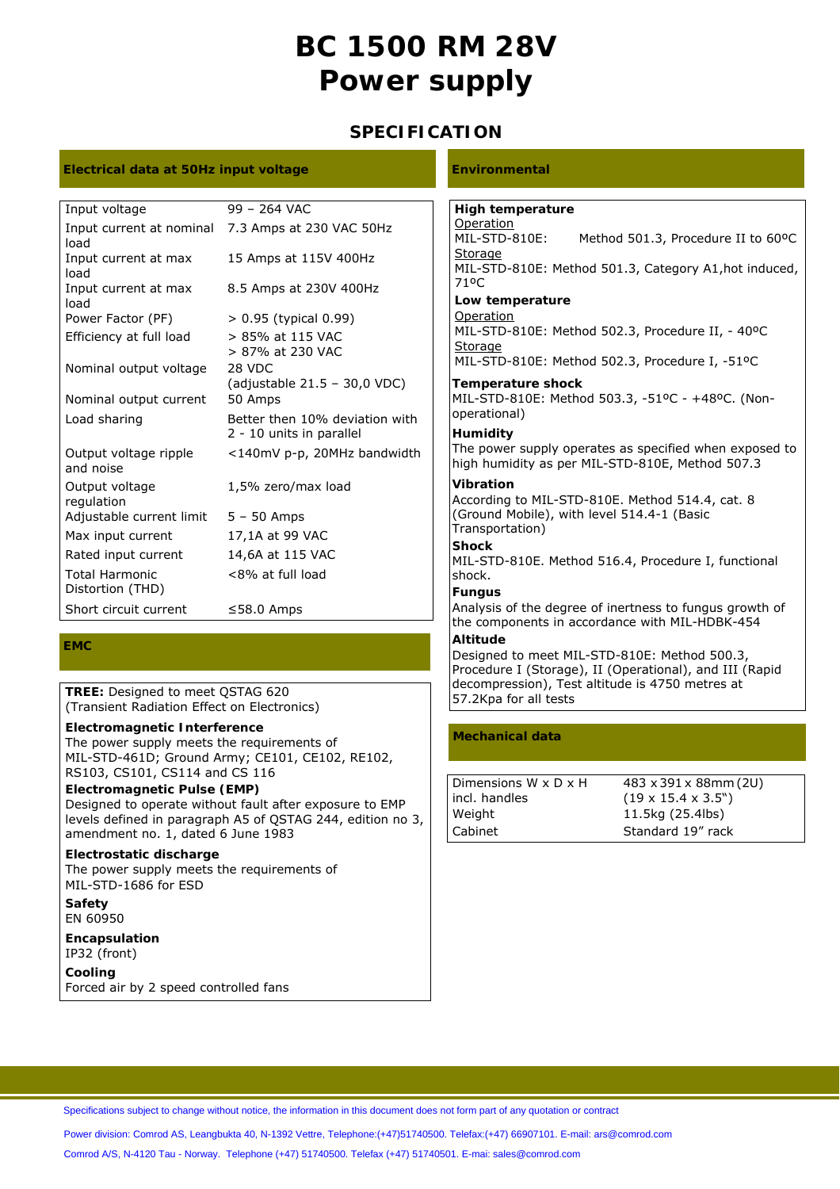# BC 1500 RM 28V
# Power supply

## SPECIFICATION

### Electrical data at 50Hz input voltage

| | |
|---|---|
| Input voltage | 99 – 264 VAC |
| Input current at nominal load | 7.3 Amps at 230 VAC 50Hz |
| Input current at max load | 15 Amps at 115V 400Hz |
| Input current at max load | 8.5 Amps at 230V 400Hz |
| Power Factor (PF) | > 0.95 (typical 0.99) |
| Efficiency at full load | > 85% at 115 VAC<br>> 87% at 230 VAC |
| Nominal output voltage | 28 VDC<br>(adjustable 21.5 – 30,0 VDC) |
| Nominal output current | 50 Amps |
| Load sharing | Better then 10% deviation with 2 - 10 units in parallel |
| Output voltage ripple and noise | <140mV p-p, 20MHz bandwidth |
| Output voltage regulation | 1,5% zero/max load |
| Adjustable current limit | 5 – 50 Amps |
| Max input current | 17,1A at 99 VAC |
| Rated input current | 14,6A at 115 VAC |
| Total Harmonic Distortion (THD) | <8% at full load |
| Short circuit current | ≤58.0 Amps |

### EMC

**TREE:** Designed to meet QSTAG 620 (Transient Radiation Effect on Electronics)

**Electromagnetic Interference**
The power supply meets the requirements of MIL-STD-461D; Ground Army; CE101, CE102, RE102, RS103, CS101, CS114 and CS 116

**Electromagnetic Pulse (EMP)**
Designed to operate without fault after exposure to EMP levels defined in paragraph A5 of QSTAG 244, edition no 3, amendment no. 1, dated 6 June 1983

**Electrostatic discharge**
The power supply meets the requirements of MIL-STD-1686 for ESD

**Safety**
EN 60950

**Encapsulation**
IP32 (front)

**Cooling**
Forced air by 2 speed controlled fans

### Environmental

**High temperature**
Operation
MIL-STD-810E: Method 501.3, Procedure II to 60ºC
Storage
MIL-STD-810E: Method 501.3, Category A1,hot induced, 71ºC

**Low temperature**
Operation
MIL-STD-810E: Method 502.3, Procedure II, - 40ºC
Storage
MIL-STD-810E: Method 502.3, Procedure I, -51ºC

**Temperature shock**
MIL-STD-810E: Method 503.3, -51ºC - +48ºC. (Non-operational)

**Humidity**
The power supply operates as specified when exposed to high humidity as per MIL-STD-810E, Method 507.3

**Vibration**
According to MIL-STD-810E. Method 514.4, cat. 8 (Ground Mobile), with level 514.4-1 (Basic Transportation)

**Shock**
MIL-STD-810E. Method 516.4, Procedure I, functional shock.

**Fungus**
Analysis of the degree of inertness to fungus growth of the components in accordance with MIL-HDBK-454

**Altitude**
Designed to meet MIL-STD-810E: Method 500.3, Procedure I (Storage), II (Operational), and III (Rapid decompression), Test altitude is 4750 metres at 57.2Kpa for all tests

### Mechanical data

| | |
|---|---|
| Dimensions W x D x H incl. handles | 483 x 391 x 88mm (2U)<br>(19 x 15.4 x 3.5") |
| Weight | 11.5kg (25.4lbs) |
| Cabinet | Standard 19" rack |

Specifications subject to change without notice, the information in this document does not form part of any quotation or contract

Power division: Comrod AS, Leangbukta 40, N-1392 Vettre, Telephone:(+47)51740500. Telefax:(+47) 66907101. E-mail: ars@comrod.com

Comrod A/S, N-4120 Tau - Norway. Telephone (+47) 51740500. Telefax (+47) 51740501. E-mail: sales@comrod.com